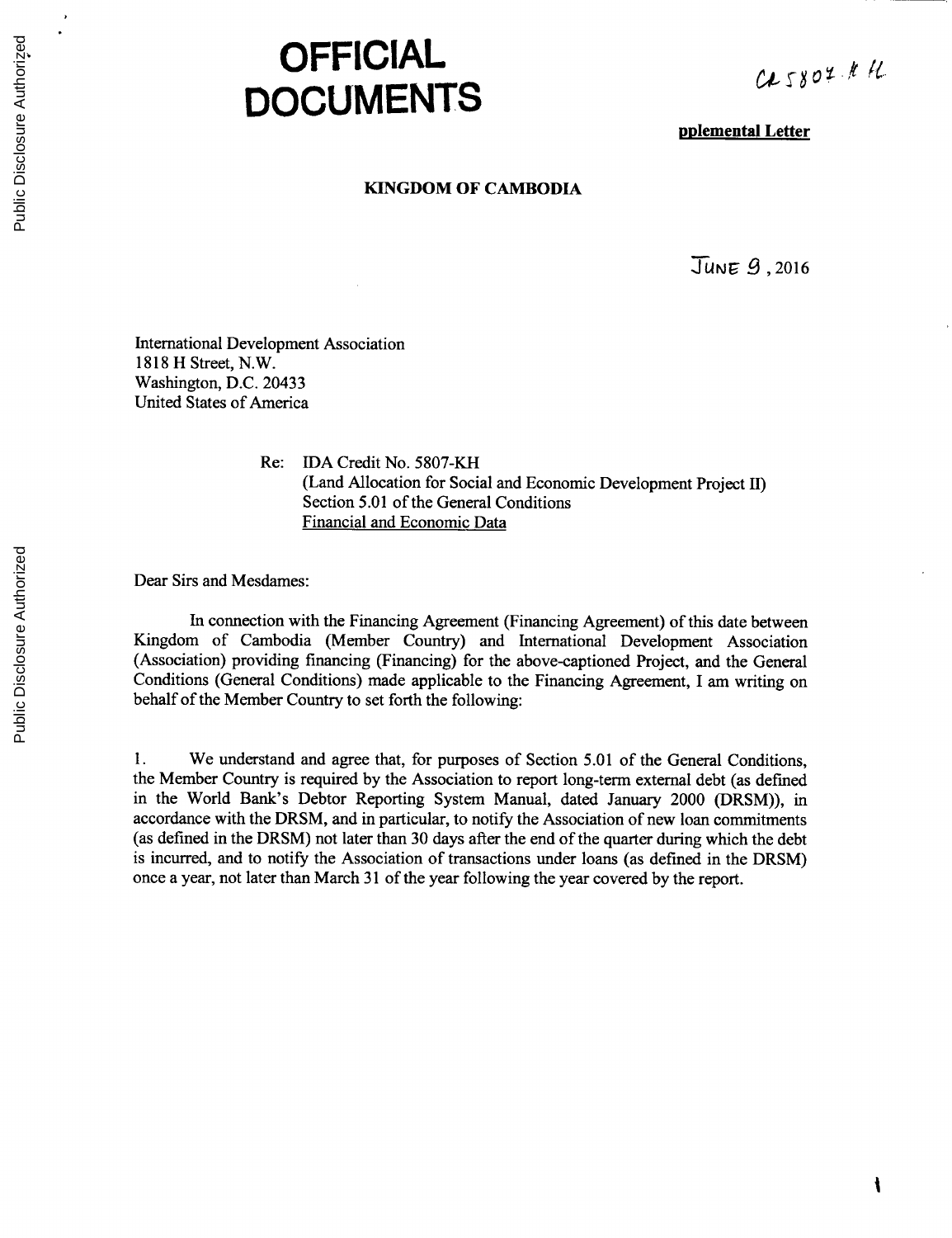# OFFICIAL DOCUMENTS

Cr 5807-KH

**pplemental Letter**

**KINGDOM OF CAMBODIA**

JUNE 9, 2016

International Development Association
1818 H Street, N.W.
Washington, D.C. 20433
United States of America

Re: IDA Credit No. 5807-KH
(Land Allocation for Social and Economic Development Project II)
Section 5.01 of the General Conditions
Financial and Economic Data

Dear Sirs and Mesdames:

In connection with the Financing Agreement (Financing Agreement) of this date between Kingdom of Cambodia (Member Country) and International Development Association (Association) providing financing (Financing) for the above-captioned Project, and the General Conditions (General Conditions) made applicable to the Financing Agreement, I am writing on behalf of the Member Country to set forth the following:

1. We understand and agree that, for purposes of Section 5.01 of the General Conditions, the Member Country is required by the Association to report long-term external debt (as defined in the World Bank's Debtor Reporting System Manual, dated January 2000 (DRSM)), in accordance with the DRSM, and in particular, to notify the Association of new loan commitments (as defined in the DRSM) not later than 30 days after the end of the quarter during which the debt is incurred, and to notify the Association of transactions under loans (as defined in the DRSM) once a year, not later than March 31 of the year following the year covered by the report.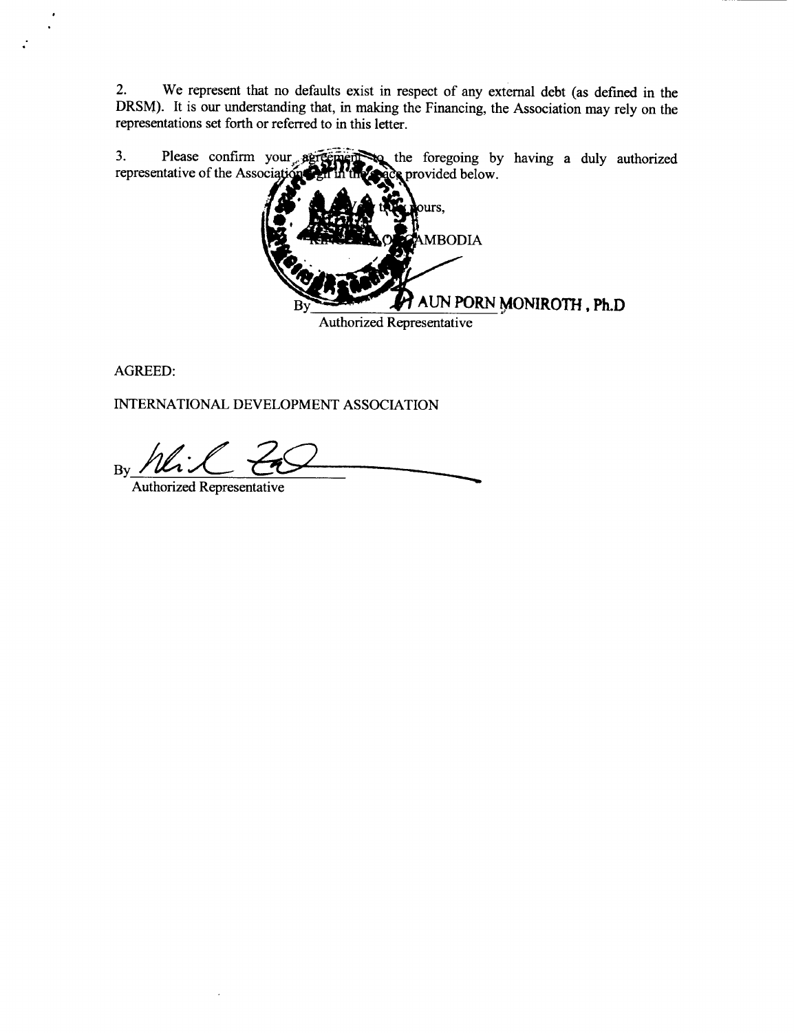2. We represent that no defaults exist in respect of any external debt (as defined in the DRSM). It is our understanding that, in making the Financing, the Association may rely on the representations set forth or referred to in this letter.

3. Please confirm your agreement to the foregoing by having a duly authorized representative of the Association sign in the space provided below.

Very truly yours,

KINGDOM OF CAMBODIA

By ______________________ AUN PORN MONIROTH, Ph.D
Authorized Representative

AGREED:

INTERNATIONAL DEVELOPMENT ASSOCIATION

By ______________________
Authorized Representative